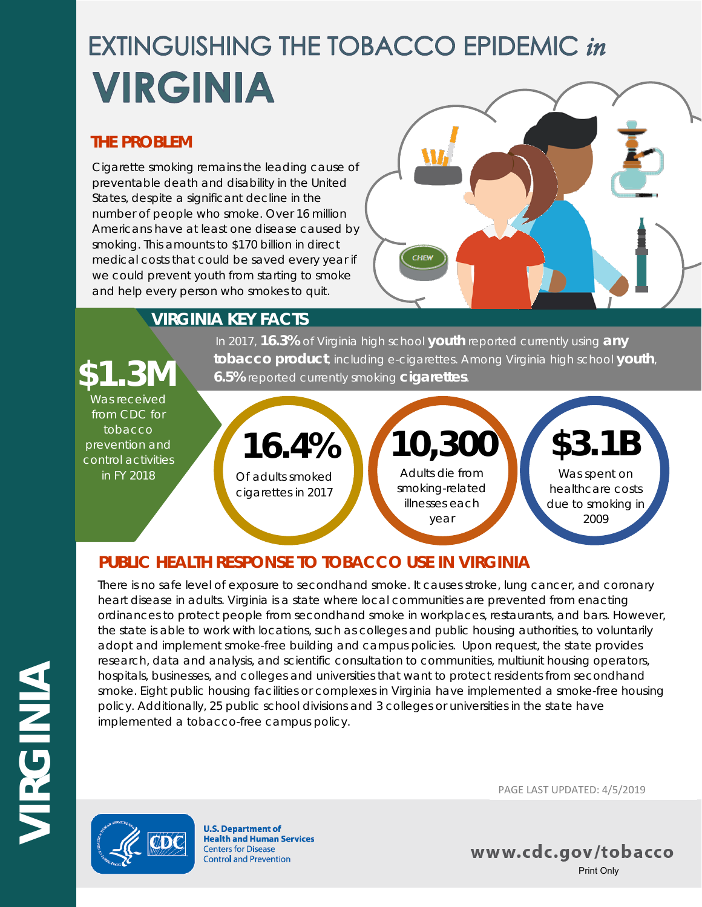# EXTINGUISHING THE TOBACCO EPIDEMIC *in* VIRGINIA

## THE PROBLEM

Cigarette smoking remains the leading cause of preventable death and disability in the United States, despite a significant decline in the number of people who smoke. Over 16 million Americans have at least one disease caused by smoking. This amounts to $170 billion in direct medical costs that could be saved every year if we could prevent youth from starting to smoke and help every person who smokes to quit.

## VIRGINIA KEY FACTS

**$1.3M** Was received from CDC for tobacco prevention and control activities in FY 2018

In 2017, **16.3%** of Virginia high school **youth** reported currently using **any tobacco product**, including e-cigarettes. Among Virginia high school **youth**, **6.5%** reported currently smoking **cigarettes**.

**16.4%** Of adults smoked cigarettes in 2017

**10,300** Adults die from smoking-related illnesses each year

**$3.1B** Was spent on healthcare costs due to smoking in 2009

## PUBLIC HEALTH RESPONSE TO TOBACCO USE IN VIRGINIA

There is no safe level of exposure to secondhand smoke. It causes stroke, lung cancer, and coronary heart disease in adults. Virginia is a state where local communities are prevented from enacting ordinances to protect people from secondhand smoke in workplaces, restaurants, and bars. However, the state is able to work with locations, such as colleges and public housing authorities, to voluntarily adopt and implement smoke-free building and campus policies. Upon request, the state provides research, data and analysis, and scientific consultation to communities, multiunit housing operators, hospitals, businesses, and colleges and universities that want to protect residents from secondhand smoke. Eight public housing facilities or complexes in Virginia have implemented a smoke-free housing policy. Additionally, 25 public school divisions and 3 colleges or universities in the state have implemented a tobacco-free campus policy.

PAGE LAST UPDATED: 4/5/2019

U.S. Department of Health and Human Services
Centers for Disease Control and Prevention

www.cdc.gov/tobacco

Print Only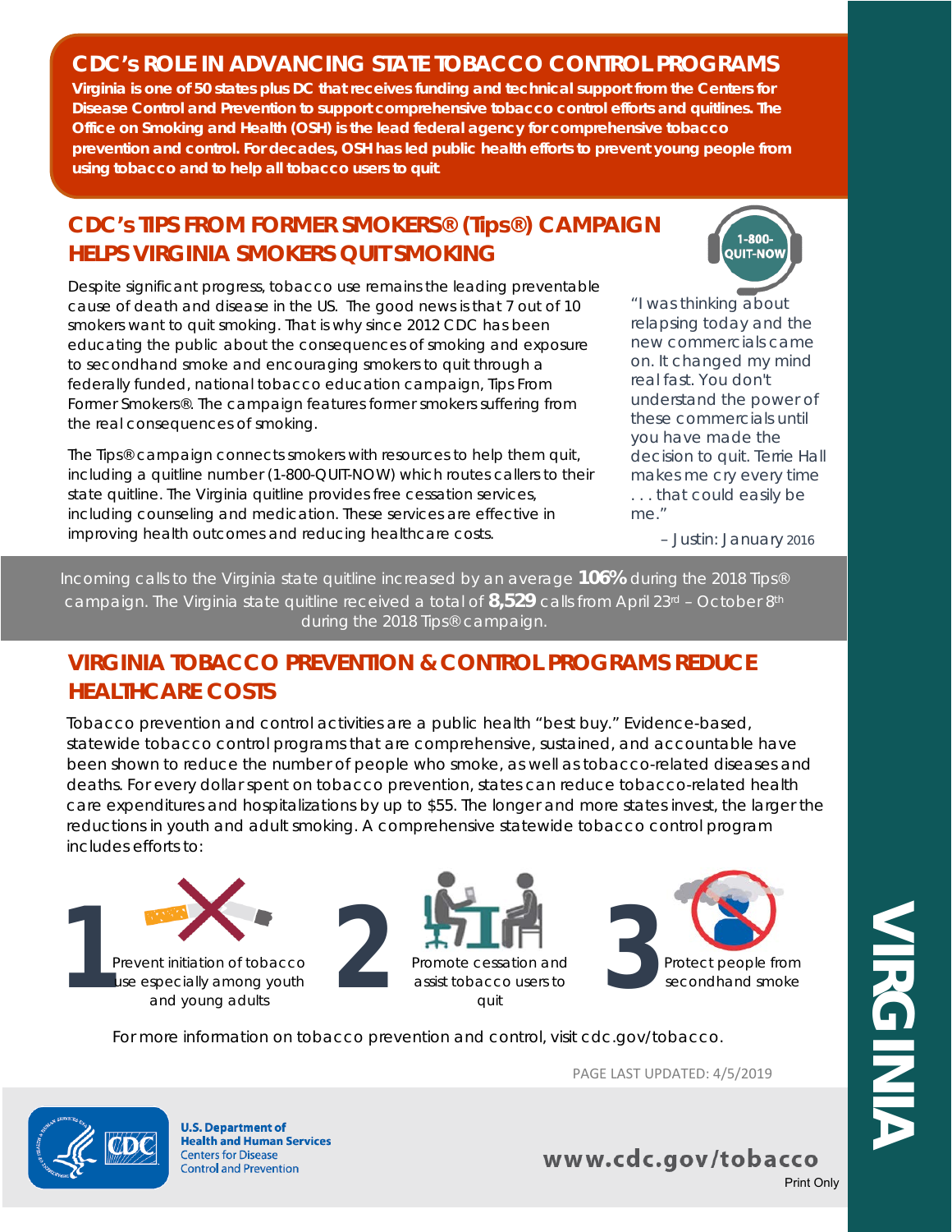## CDC's ROLE IN ADVANCING STATE TOBACCO CONTROL PROGRAMS

**Virginia is one of 50 states plus DC that receives funding and technical support from the Centers for Disease Control and Prevention to support comprehensive tobacco control efforts and quitlines. The Office on Smoking and Health (OSH) is the lead federal agency for comprehensive tobacco prevention and control. For decades, OSH has led public health efforts to prevent young people from using tobacco and to help all tobacco users to quit.**

## CDC's TIPS FROM FORMER SMOKERS® (Tips®) CAMPAIGN HELPS VIRGINIA SMOKERS QUIT SMOKING

Despite significant progress, tobacco use remains the leading preventable cause of death and disease in the US. The good news is that 7 out of 10 smokers want to quit smoking. That is why since 2012 CDC has been educating the public about the consequences of smoking and exposure to secondhand smoke and encouraging smokers to quit through a federally funded, national tobacco education campaign, Tips From Former Smokers®. The campaign features former smokers suffering from the real consequences of smoking.

The Tips® campaign connects smokers with resources to help them quit, including a quitline number (1-800-QUIT-NOW) which routes callers to their state quitline. The Virginia quitline provides free cessation services, including counseling and medication. These services are effective in improving health outcomes and reducing healthcare costs.

1-800-QUIT-NOW

"I was thinking about relapsing today and the new commercials came on. It changed my mind real fast. You don't understand the power of these commercials until you have made the decision to quit. Terrie Hall makes me cry every time . . . that could easily be me."

– Justin: January 2016

Incoming calls to the Virginia state quitline increased by an average **106%** during the 2018 Tips® campaign. The Virginia state quitline received a total of **8,529** calls from April 23rd – October 8th during the 2018 Tips® campaign.

## VIRGINIA TOBACCO PREVENTION & CONTROL PROGRAMS REDUCE HEALTHCARE COSTS

Tobacco prevention and control activities are a public health "best buy." Evidence-based, statewide tobacco control programs that are comprehensive, sustained, and accountable have been shown to reduce the number of people who smoke, as well as tobacco-related diseases and deaths. For every dollar spent on tobacco prevention, states can reduce tobacco-related health care expenditures and hospitalizations by up to $55. The longer and more states invest, the larger the reductions in youth and adult smoking. A comprehensive statewide tobacco control program includes efforts to:

1. Prevent initiation of tobacco use especially among youth and young adults
2. Promote cessation and assist tobacco users to quit
3. Protect people from secondhand smoke

For more information on tobacco prevention and control, visit cdc.gov/tobacco.

PAGE LAST UPDATED: 4/5/2019

U.S. Department of Health and Human Services
Centers for Disease Control and Prevention

www.cdc.gov/tobacco

Print Only

VIRGINIA